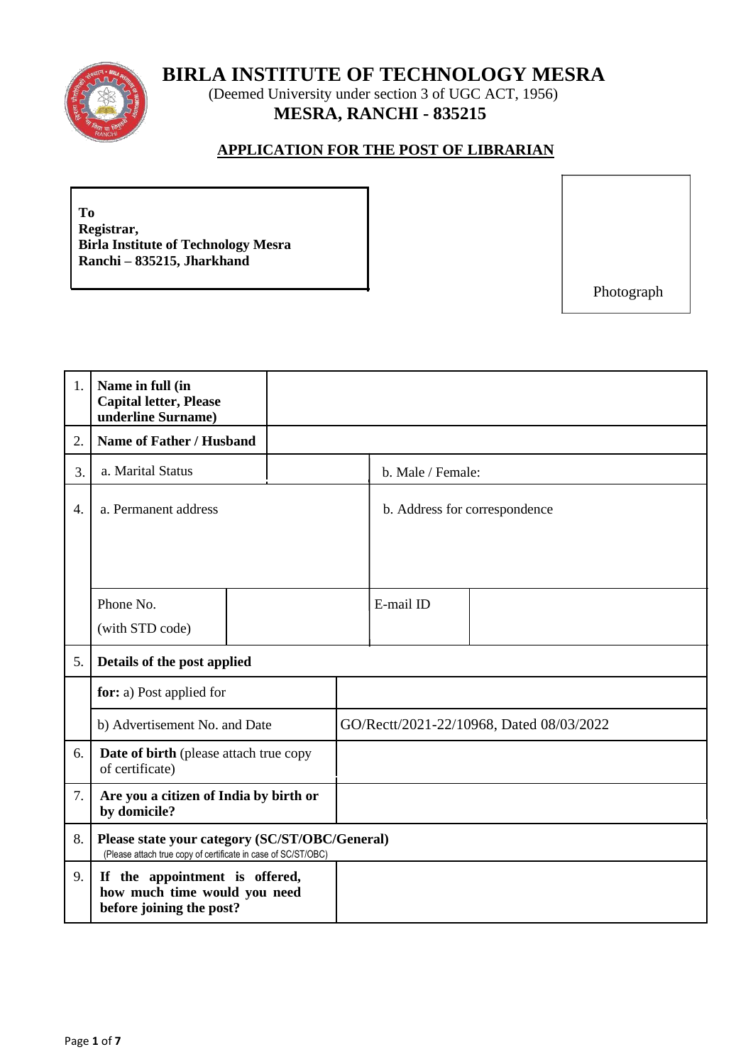# BIRLA INSTITUTE OF TECHNOLOGY MESRA

(Deemed University under section 3 of UGC ACT, 1956)

**MESRA, RANCHI - 835215**

## APPLICATION FOR THE POST OF LIBRARIAN

**To**
**Registrar,**
**Birla Institute of Technology Mesra**
**Ranchi – 835215, Jharkhand**

Photograph

| | | | | |
|---|---|---|---|---|
| 1. | **Name in full (in Capital letter, Please underline Surname)** | | | |
| 2. | **Name of Father / Husband** | | | |
| 3. | a. Marital Status | | b. Male / Female: | |
| 4. | a. Permanent address | | b. Address for correspondence | |
| | Phone No. (with STD code) | | E-mail ID | |
| 5. | **Details of the post applied** | | | |
| | **for:** a) Post applied for | | | |
| | b) Advertisement No. and Date | GO/Rectt/2021-22/10968, Dated 08/03/2022 | | |
| 6. | **Date of birth** (please attach true copy of certificate) | | | |
| 7. | **Are you a citizen of India by birth or by domicile?** | | | |
| 8. | **Please state your category (SC/ST/OBC/General)** (Please attach true copy of certificate in case of SC/ST/OBC) | | | |
| 9. | **If the appointment is offered, how much time would you need before joining the post?** | | | |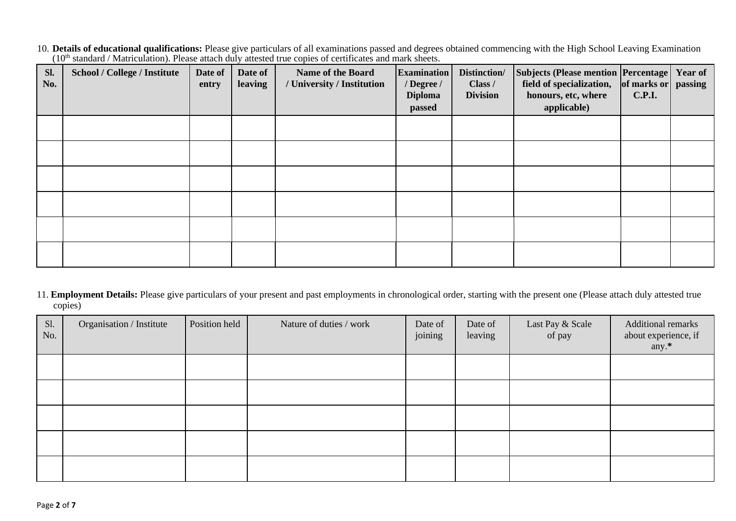10. **Details of educational qualifications:** Please give particulars of all examinations passed and degrees obtained commencing with the High School Leaving Examination (10th standard / Matriculation). Please attach duly attested true copies of certificates and mark sheets.

| Sl. No. | School / College / Institute | Date of entry | Date of leaving | Name of the Board / University / Institution | Examination / Degree / Diploma passed | Distinction/ Class / Division | Subjects (Please mention field of specialization, honours, etc, where applicable) | Percentage of marks or C.P.I. | Year of passing |
|---|---|---|---|---|---|---|---|---|---|
| | | | | | | | | | |
| | | | | | | | | | |
| | | | | | | | | | |
| | | | | | | | | | |
| | | | | | | | | | |
| | | | | | | | | | |

11. **Employment Details:** Please give particulars of your present and past employments in chronological order, starting with the present one (Please attach duly attested true copies)

| Sl. No. | Organisation / Institute | Position held | Nature of duties / work | Date of joining | Date of leaving | Last Pay & Scale of pay | Additional remarks about experience, if any.**\*** |
|---|---|---|---|---|---|---|---|
| | | | | | | | |
| | | | | | | | |
| | | | | | | | |
| | | | | | | | |
| | | | | | | | |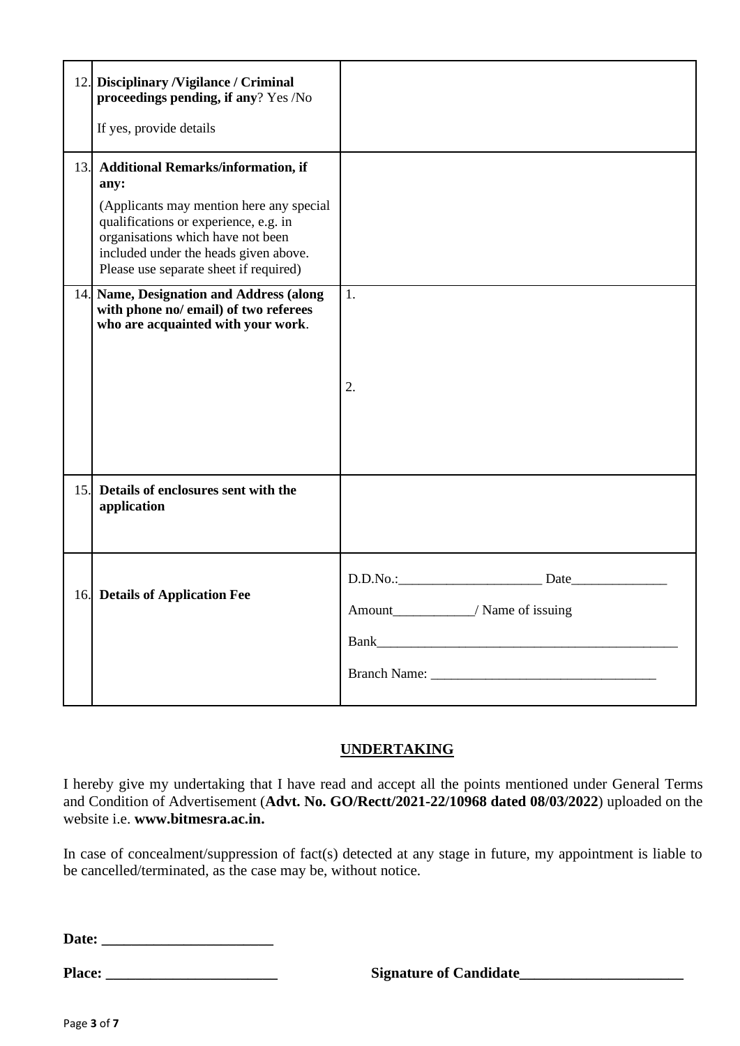| | | |
|---|---|---|
| 12. | **Disciplinary /Vigilance / Criminal proceedings pending, if any**? Yes /No<br><br>If yes, provide details | |
| 13. | **Additional Remarks/information, if any:**<br><br>(Applicants may mention here any special qualifications or experience, e.g. in organisations which have not been included under the heads given above. Please use separate sheet if required) | |
| 14. | **Name, Designation and Address (along with phone no/ email) of two referees who are acquainted with your work**. | 1.<br><br><br><br>2. |
| 15. | **Details of enclosures sent with the application** | |
| 16. | **Details of Application Fee** | D.D.No.:_____________________ Date______________<br><br>Amount____________/ Name of issuing<br><br>Bank______________________________________________<br><br>Branch Name: ________________________________ |

## UNDERTAKING

I hereby give my undertaking that I have read and accept all the points mentioned under General Terms and Condition of Advertisement (**Advt. No. GO/Rectt/2021-22/10968 dated 08/03/2022**) uploaded on the website i.e. **www.bitmesra.ac.in.**

In case of concealment/suppression of fact(s) detected at any stage in future, my appointment is liable to be cancelled/terminated, as the case may be, without notice.

**Date: _______________________**

**Place: _______________________** **Signature of Candidate______________________**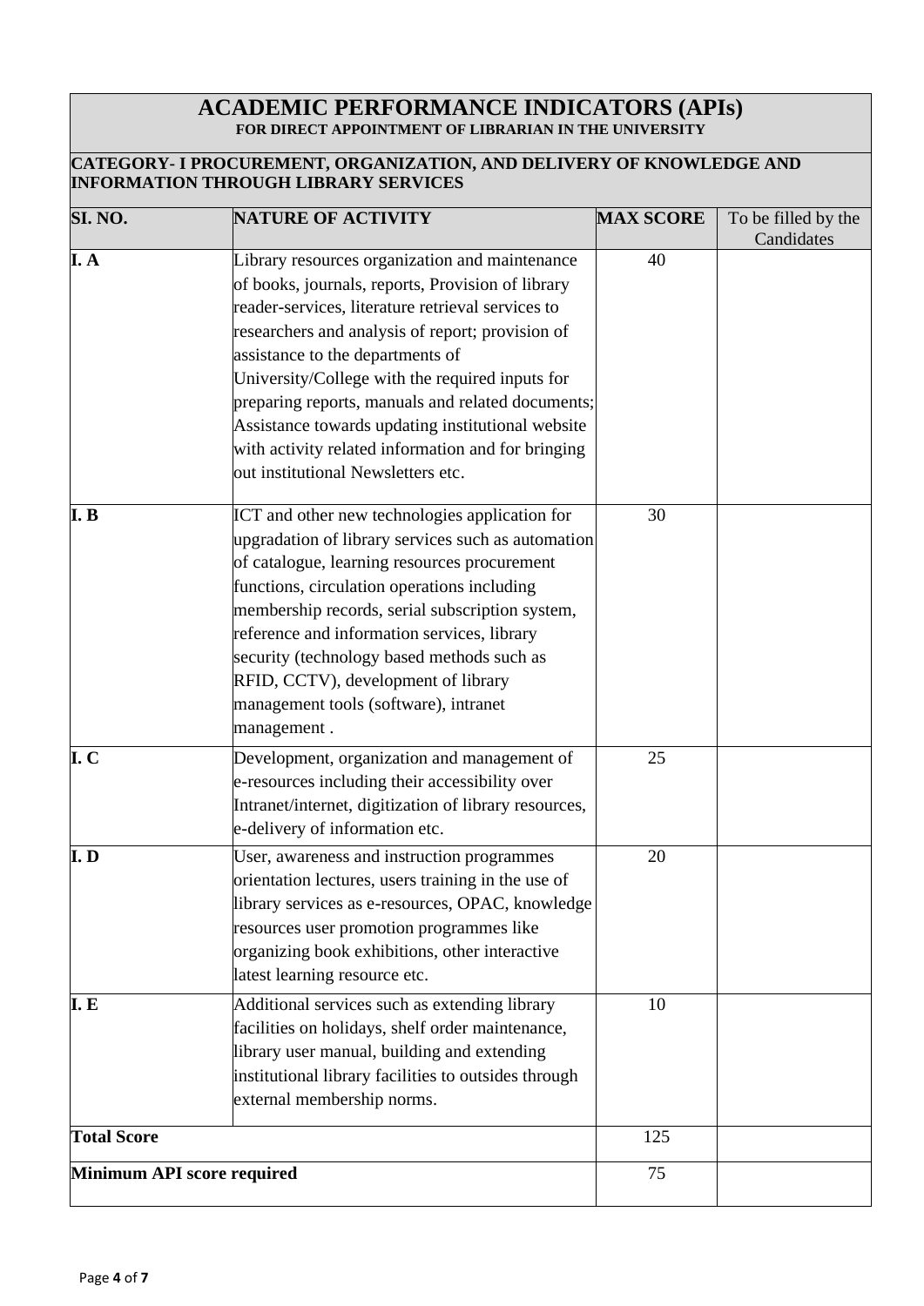# ACADEMIC PERFORMANCE INDICATORS (APIs)

**FOR DIRECT APPOINTMENT OF LIBRARIAN IN THE UNIVERSITY**

## CATEGORY- I PROCUREMENT, ORGANIZATION, AND DELIVERY OF KNOWLEDGE AND INFORMATION THROUGH LIBRARY SERVICES

| SI. NO. | NATURE OF ACTIVITY | MAX SCORE | To be filled by the Candidates |
|---|---|---|---|
| I. A | Library resources organization and maintenance of books, journals, reports, Provision of library reader-services, literature retrieval services to researchers and analysis of report; provision of assistance to the departments of University/College with the required inputs for preparing reports, manuals and related documents; Assistance towards updating institutional website with activity related information and for bringing out institutional Newsletters etc. | 40 | |
| I. B | ICT and other new technologies application for upgradation of library services such as automation of catalogue, learning resources procurement functions, circulation operations including membership records, serial subscription system, reference and information services, library security (technology based methods such as RFID, CCTV), development of library management tools (software), intranet management . | 30 | |
| I. C | Development, organization and management of e-resources including their accessibility over Intranet/internet, digitization of library resources, e-delivery of information etc. | 25 | |
| I. D | User, awareness and instruction programmes orientation lectures, users training in the use of library services as e-resources, OPAC, knowledge resources user promotion programmes like organizing book exhibitions, other interactive latest learning resource etc. | 20 | |
| I. E | Additional services such as extending library facilities on holidays, shelf order maintenance, library user manual, building and extending institutional library facilities to outsides through external membership norms. | 10 | |
| **Total Score** | | 125 | |
| **Minimum API score required** | | 75 | |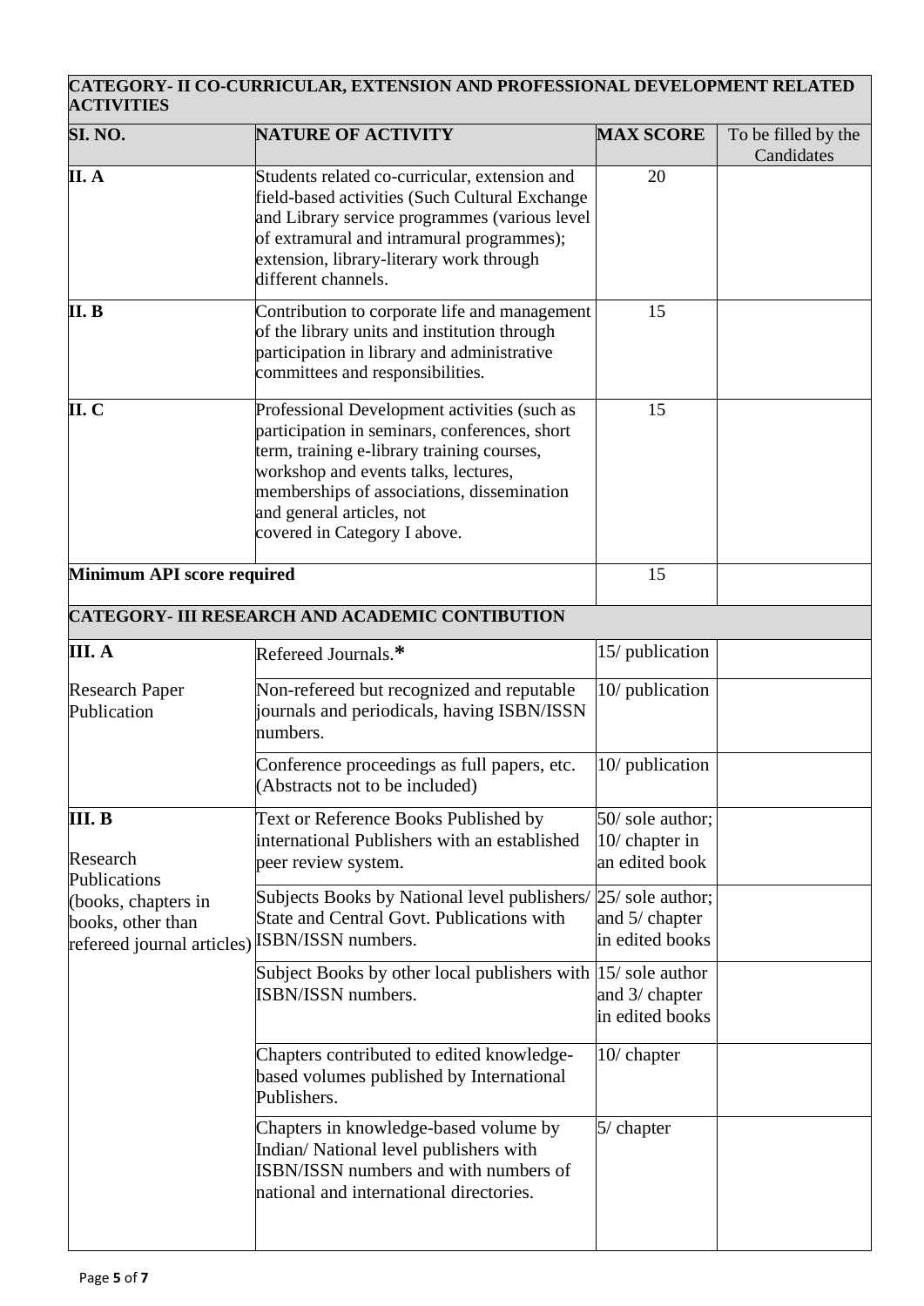| **CATEGORY- II CO-CURRICULAR, EXTENSION AND PROFESSIONAL DEVELOPMENT RELATED ACTIVITIES** | | | |
|---|---|---|---|
| **SI. NO.** | **NATURE OF ACTIVITY** | **MAX SCORE** | To be filled by the Candidates |
| **II. A** | Students related co-curricular, extension and field-based activities (Such Cultural Exchange and Library service programmes (various level of extramural and intramural programmes); extension, library-literary work through different channels. | 20 | |
| **II. B** | Contribution to corporate life and management of the library units and institution through participation in library and administrative committees and responsibilities. | 15 | |
| **II. C** | Professional Development activities (such as participation in seminars, conferences, short term, training e-library training courses, workshop and events talks, lectures, memberships of associations, dissemination and general articles, not covered in Category I above. | 15 | |
| **Minimum API score required** | | 15 | |

| **CATEGORY- III RESEARCH AND ACADEMIC CONTIBUTION** | | | |
|---|---|---|---|
| **III. A** Research Paper Publication | Refereed Journals.* | 15/ publication | |
| | Non-refereed but recognized and reputable journals and periodicals, having ISBN/ISSN numbers. | 10/ publication | |
| | Conference proceedings as full papers, etc. (Abstracts not to be included) | 10/ publication | |
| **III. B** Research Publications (books, chapters in books, other than refereed journal articles) | Text or Reference Books Published by international Publishers with an established peer review system. | 50/ sole author; 10/ chapter in an edited book | |
| | Subjects Books by National level publishers/ State and Central Govt. Publications with ISBN/ISSN numbers. | 25/ sole author; and 5/ chapter in edited books | |
| | Subject Books by other local publishers with ISBN/ISSN numbers. | 15/ sole author and 3/ chapter in edited books | |
| | Chapters contributed to edited knowledge-based volumes published by International Publishers. | 10/ chapter | |
| | Chapters in knowledge-based volume by Indian/ National level publishers with ISBN/ISSN numbers and with numbers of national and international directories. | 5/ chapter | |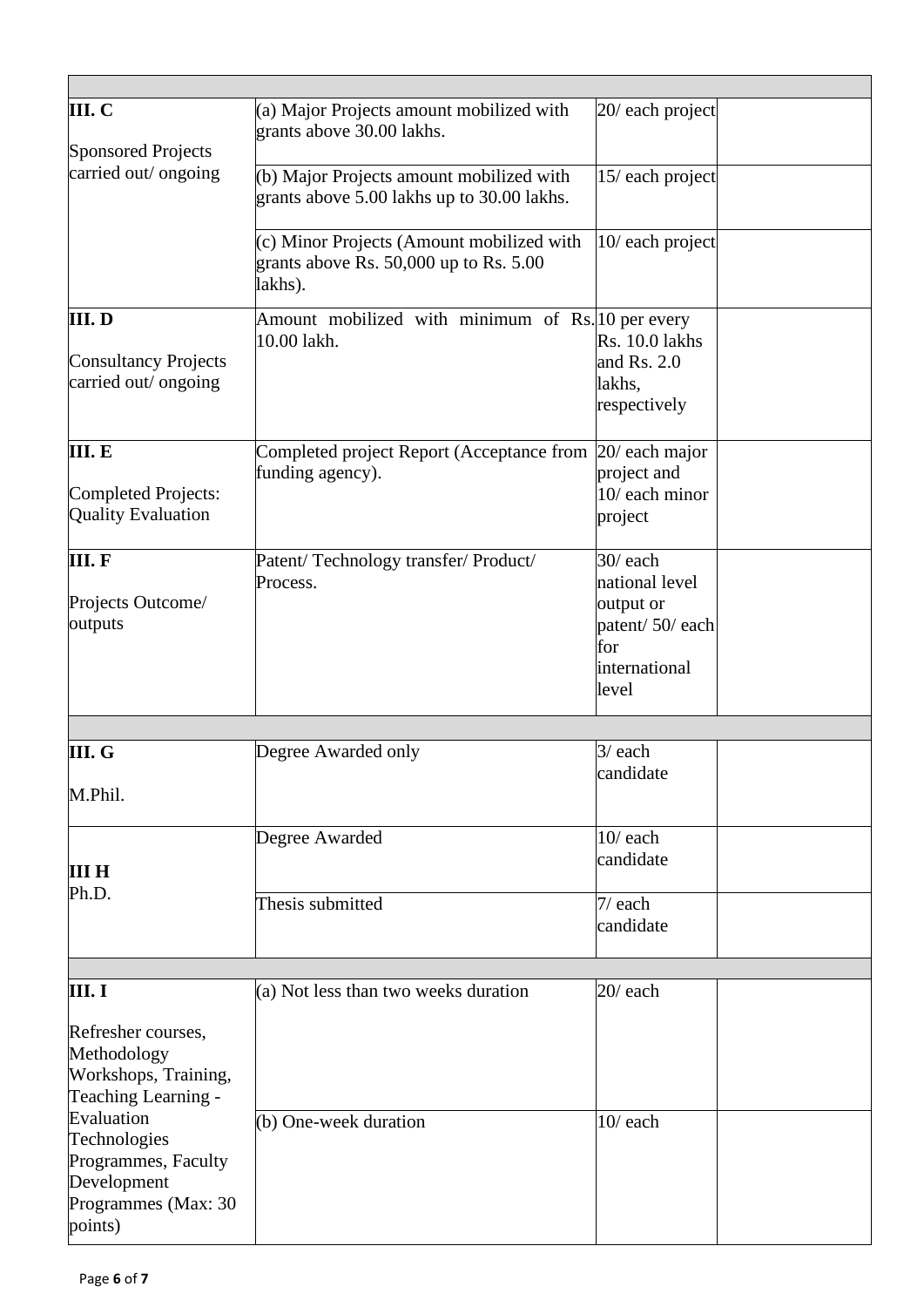| | | | |
|---|---|---|---|
| **III. C**<br><br>Sponsored Projects carried out/ ongoing | (a) Major Projects amount mobilized with grants above 30.00 lakhs. | 20/ each project | |
| | (b) Major Projects amount mobilized with grants above 5.00 lakhs up to 30.00 lakhs. | 15/ each project | |
| | (c) Minor Projects (Amount mobilized with grants above Rs. 50,000 up to Rs. 5.00 lakhs). | 10/ each project | |
| **III. D**<br><br>Consultancy Projects carried out/ ongoing | Amount mobilized with minimum of Rs. 10.00 lakh. | 10 per every Rs. 10.0 lakhs and Rs. 2.0 lakhs, respectively | |
| **III. E**<br><br>Completed Projects: Quality Evaluation | Completed project Report (Acceptance from funding agency). | 20/ each major project and 10/ each minor project | |
| **III. F**<br><br>Projects Outcome/ outputs | Patent/ Technology transfer/ Product/ Process. | 30/ each national level output or patent/ 50/ each for international level | |
| | | | |
| **III. G**<br><br>M.Phil. | Degree Awarded only | 3/ each candidate | |
| **III H**<br>Ph.D. | Degree Awarded | 10/ each candidate | |
| | Thesis submitted | 7/ each candidate | |
| | | | |
| **III. I**<br><br>Refresher courses, Methodology Workshops, Training, Teaching Learning - Evaluation Technologies Programmes, Faculty Development Programmes (Max: 30 points) | (a) Not less than two weeks duration | 20/ each | |
| | (b) One-week duration | 10/ each | |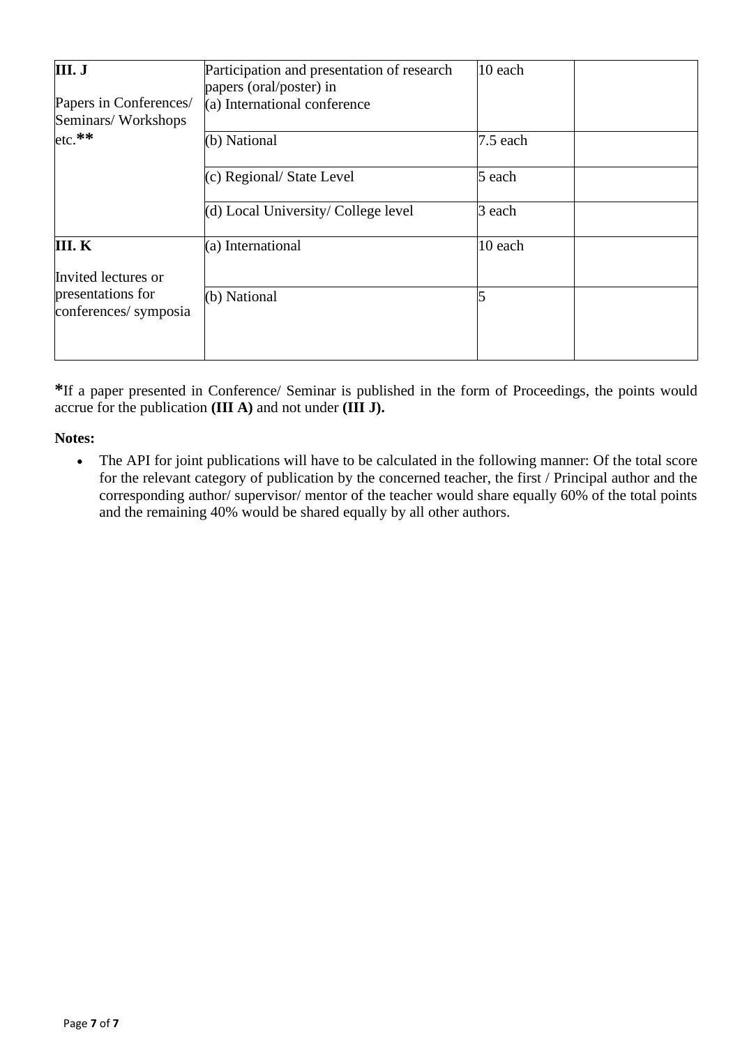| | | | |
|---|---|---|---|
| **III. J**<br><br>Papers in Conferences/ Seminars/ Workshops etc.** | Participation and presentation of research papers (oral/poster) in<br>(a) International conference | 10 each | |
| | (b) National | 7.5 each | |
| | (c) Regional/ State Level | 5 each | |
| | (d) Local University/ College level | 3 each | |
| **III. K**<br><br>Invited lectures or presentations for conferences/ symposia | (a) International | 10 each | |
| | (b) National | 5 | |

***If a paper presented in Conference/ Seminar is published in the form of Proceedings, the points would accrue for the publication (III A) and not under (III J).**

**Notes:**

- The API for joint publications will have to be calculated in the following manner: Of the total score for the relevant category of publication by the concerned teacher, the first / Principal author and the corresponding author/ supervisor/ mentor of the teacher would share equally 60% of the total points and the remaining 40% would be shared equally by all other authors.